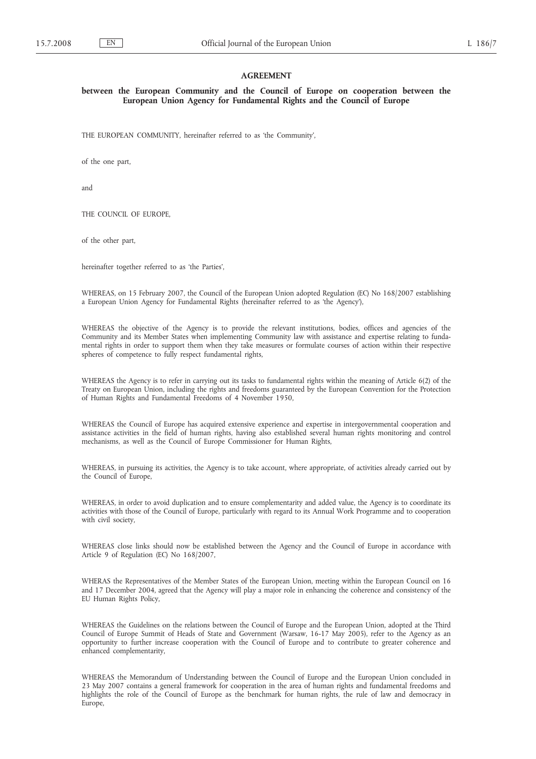# AGREEMENT

## between the European Community and the Council of Europe on cooperation between the European Union Agency for Fundamental Rights and the Council of Europe

THE EUROPEAN COMMUNITY, hereinafter referred to as 'the Community',

of the one part,

and

THE COUNCIL OF EUROPE,

of the other part,

hereinafter together referred to as 'the Parties',

WHEREAS, on 15 February 2007, the Council of the European Union adopted Regulation (EC) No 168/2007 establishing a European Union Agency for Fundamental Rights (hereinafter referred to as 'the Agency'),

WHEREAS the objective of the Agency is to provide the relevant institutions, bodies, offices and agencies of the Community and its Member States when implementing Community law with assistance and expertise relating to fundamental rights in order to support them when they take measures or formulate courses of action within their respective spheres of competence to fully respect fundamental rights,

WHEREAS the Agency is to refer in carrying out its tasks to fundamental rights within the meaning of Article 6(2) of the Treaty on European Union, including the rights and freedoms guaranteed by the European Convention for the Protection of Human Rights and Fundamental Freedoms of 4 November 1950,

WHEREAS the Council of Europe has acquired extensive experience and expertise in intergovernmental cooperation and assistance activities in the field of human rights, having also established several human rights monitoring and control mechanisms, as well as the Council of Europe Commissioner for Human Rights,

WHEREAS, in pursuing its activities, the Agency is to take account, where appropriate, of activities already carried out by the Council of Europe,

WHEREAS, in order to avoid duplication and to ensure complementarity and added value, the Agency is to coordinate its activities with those of the Council of Europe, particularly with regard to its Annual Work Programme and to cooperation with civil society,

WHEREAS close links should now be established between the Agency and the Council of Europe in accordance with Article 9 of Regulation (EC) No 168/2007,

WHERAS the Representatives of the Member States of the European Union, meeting within the European Council on 16 and 17 December 2004, agreed that the Agency will play a major role in enhancing the coherence and consistency of the EU Human Rights Policy,

WHEREAS the Guidelines on the relations between the Council of Europe and the European Union, adopted at the Third Council of Europe Summit of Heads of State and Government (Warsaw, 16-17 May 2005), refer to the Agency as an opportunity to further increase cooperation with the Council of Europe and to contribute to greater coherence and enhanced complementarity,

WHEREAS the Memorandum of Understanding between the Council of Europe and the European Union concluded in 23 May 2007 contains a general framework for cooperation in the area of human rights and fundamental freedoms and highlights the role of the Council of Europe as the benchmark for human rights, the rule of law and democracy in Europe,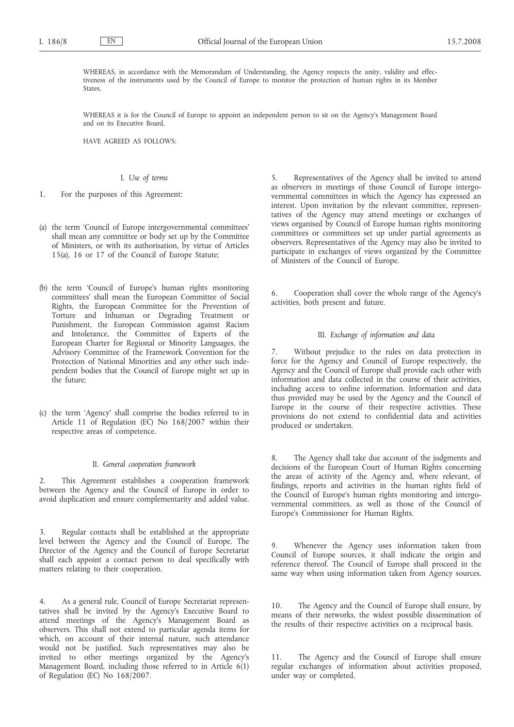WHEREAS, in accordance with the Memorandum of Understanding, the Agency respects the unity, validity and effectiveness of the instruments used by the Council of Europe to monitor the protection of human rights in its Member States,

WHEREAS it is for the Council of Europe to appoint an independent person to sit on the Agency's Management Board and on its Executive Board,

HAVE AGREED AS FOLLOWS:

## I. *Use of terms*

1. For the purposes of this Agreement:

(a) the term 'Council of Europe intergovernmental committees' shall mean any committee or body set up by the Committee of Ministers, or with its authorisation, by virtue of Articles 15(a), 16 or 17 of the Council of Europe Statute;

(b) the term 'Council of Europe's human rights monitoring committees' shall mean the European Committee of Social Rights, the European Committee for the Prevention of Torture and Inhuman or Degrading Treatment or Punishment, the European Commission against Racism and Intolerance, the Committee of Experts of the European Charter for Regional or Minority Languages, the Advisory Committee of the Framework Convention for the Protection of National Minorities and any other such independent bodies that the Council of Europe might set up in the future;

(c) the term 'Agency' shall comprise the bodies referred to in Article 11 of Regulation (EC) No 168/2007 within their respective areas of competence.

## II. *General cooperation framework*

2. This Agreement establishes a cooperation framework between the Agency and the Council of Europe in order to avoid duplication and ensure complementarity and added value.

3. Regular contacts shall be established at the appropriate level between the Agency and the Council of Europe. The Director of the Agency and the Council of Europe Secretariat shall each appoint a contact person to deal specifically with matters relating to their cooperation.

4. As a general rule, Council of Europe Secretariat representatives shall be invited by the Agency's Executive Board to attend meetings of the Agency's Management Board as observers. This shall not extend to particular agenda items for which, on account of their internal nature, such attendance would not be justified. Such representatives may also be invited to other meetings organized by the Agency's Management Board, including those referred to in Article 6(1) of Regulation (EC) No 168/2007.

5. Representatives of the Agency shall be invited to attend as observers in meetings of those Council of Europe intergovernmental committees in which the Agency has expressed an interest. Upon invitation by the relevant committee, representatives of the Agency may attend meetings or exchanges of views organised by Council of Europe human rights monitoring committees or committees set up under partial agreements as observers. Representatives of the Agency may also be invited to participate in exchanges of views organized by the Committee of Ministers of the Council of Europe.

6. Cooperation shall cover the whole range of the Agency's activities, both present and future.

## III. *Exchange of information and data*

7. Without prejudice to the rules on data protection in force for the Agency and Council of Europe respectively, the Agency and the Council of Europe shall provide each other with information and data collected in the course of their activities, including access to online information. Information and data thus provided may be used by the Agency and the Council of Europe in the course of their respective activities. These provisions do not extend to confidential data and activities produced or undertaken.

8. The Agency shall take due account of the judgments and decisions of the European Court of Human Rights concerning the areas of activity of the Agency and, where relevant, of findings, reports and activities in the human rights field of the Council of Europe's human rights monitoring and intergovernmental committees, as well as those of the Council of Europe's Commissioner for Human Rights.

9. Whenever the Agency uses information taken from Council of Europe sources, it shall indicate the origin and reference thereof. The Council of Europe shall proceed in the same way when using information taken from Agency sources.

10. The Agency and the Council of Europe shall ensure, by means of their networks, the widest possible dissemination of the results of their respective activities on a reciprocal basis.

11. The Agency and the Council of Europe shall ensure regular exchanges of information about activities proposed, under way or completed.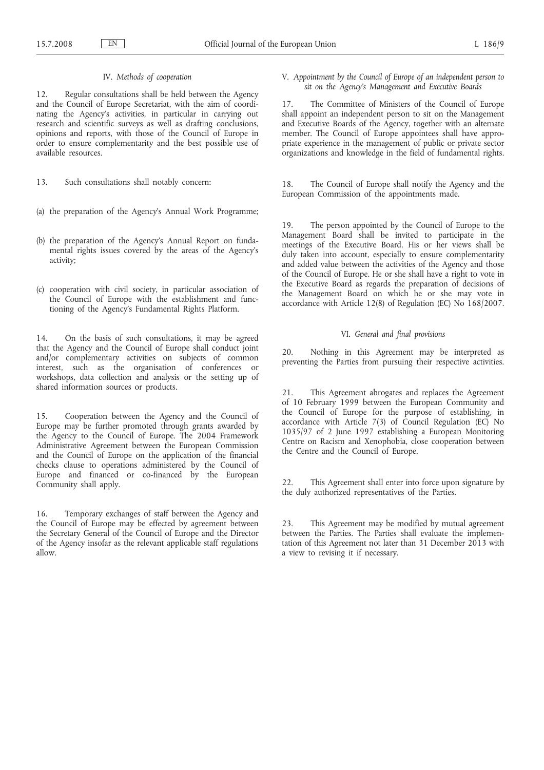## IV. *Methods of cooperation*

12. Regular consultations shall be held between the Agency and the Council of Europe Secretariat, with the aim of coordinating the Agency's activities, in particular in carrying out research and scientific surveys as well as drafting conclusions, opinions and reports, with those of the Council of Europe in order to ensure complementarity and the best possible use of available resources.

13. Such consultations shall notably concern:

(a) the preparation of the Agency's Annual Work Programme;

(b) the preparation of the Agency's Annual Report on fundamental rights issues covered by the areas of the Agency's activity;

(c) cooperation with civil society, in particular association of the Council of Europe with the establishment and functioning of the Agency's Fundamental Rights Platform.

14. On the basis of such consultations, it may be agreed that the Agency and the Council of Europe shall conduct joint and/or complementary activities on subjects of common interest, such as the organisation of conferences or workshops, data collection and analysis or the setting up of shared information sources or products.

15. Cooperation between the Agency and the Council of Europe may be further promoted through grants awarded by the Agency to the Council of Europe. The 2004 Framework Administrative Agreement between the European Commission and the Council of Europe on the application of the financial checks clause to operations administered by the Council of Europe and financed or co-financed by the European Community shall apply.

16. Temporary exchanges of staff between the Agency and the Council of Europe may be effected by agreement between the Secretary General of the Council of Europe and the Director of the Agency insofar as the relevant applicable staff regulations allow.

## V. *Appointment by the Council of Europe of an independent person to sit on the Agency's Management and Executive Boards*

17. The Committee of Ministers of the Council of Europe shall appoint an independent person to sit on the Management and Executive Boards of the Agency, together with an alternate member. The Council of Europe appointees shall have appropriate experience in the management of public or private sector organizations and knowledge in the field of fundamental rights.

18. The Council of Europe shall notify the Agency and the European Commission of the appointments made.

19. The person appointed by the Council of Europe to the Management Board shall be invited to participate in the meetings of the Executive Board. His or her views shall be duly taken into account, especially to ensure complementarity and added value between the activities of the Agency and those of the Council of Europe. He or she shall have a right to vote in the Executive Board as regards the preparation of decisions of the Management Board on which he or she may vote in accordance with Article 12(8) of Regulation (EC) No 168/2007.

## VI. *General and final provisions*

20. Nothing in this Agreement may be interpreted as preventing the Parties from pursuing their respective activities.

21. This Agreement abrogates and replaces the Agreement of 10 February 1999 between the European Community and the Council of Europe for the purpose of establishing, in accordance with Article 7(3) of Council Regulation (EC) No 1035/97 of 2 June 1997 establishing a European Monitoring Centre on Racism and Xenophobia, close cooperation between the Centre and the Council of Europe.

22. This Agreement shall enter into force upon signature by the duly authorized representatives of the Parties.

23. This Agreement may be modified by mutual agreement between the Parties. The Parties shall evaluate the implementation of this Agreement not later than 31 December 2013 with a view to revising it if necessary.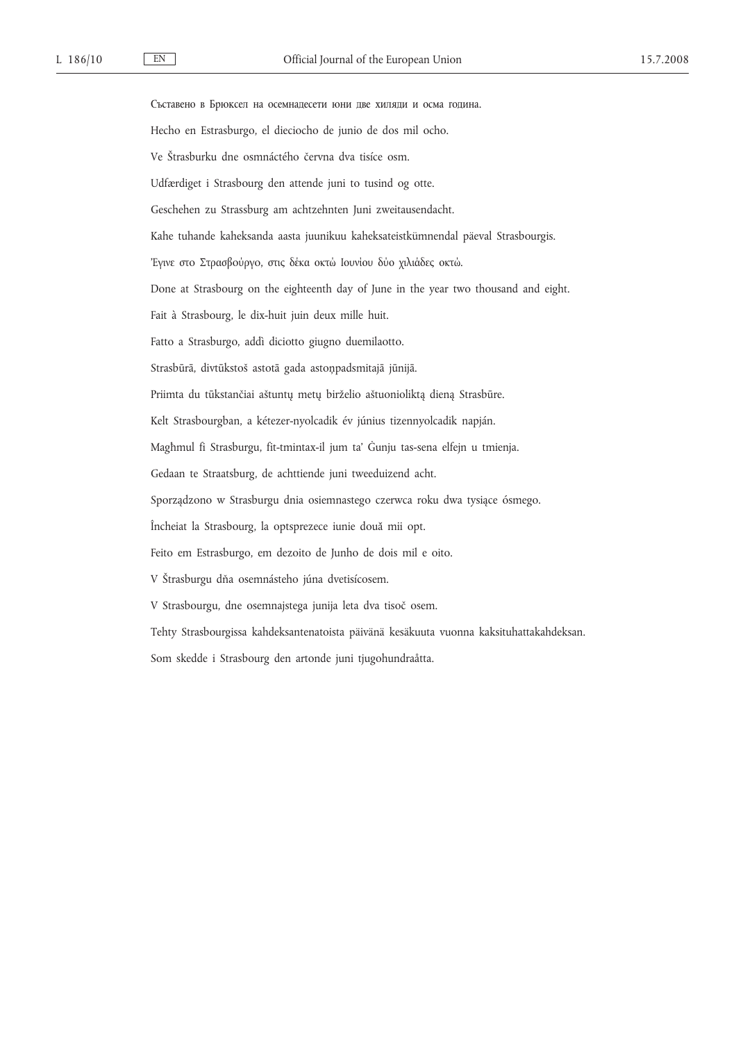Съставено в Брюксел на осемнадесети юни две хиляди и осма година.

Hecho en Estrasburgo, el dieciocho de junio de dos mil ocho.

Ve Štrasburku dne osmnáctého června dva tisíce osm.

Udfærdiget i Strasbourg den attende juni to tusind og otte.

Geschehen zu Strassburg am achtzehnten Juni zweitausendacht.

Kahe tuhande kaheksanda aasta juunikuu kaheksateistkümnendal päeval Strasbourgis.

Έγινε στο Στρασβούργο, στις δέκα οκτώ Ιουνίου δύο χιλιάδες οκτώ.

Done at Strasbourg on the eighteenth day of June in the year two thousand and eight.

Fait à Strasbourg, le dix-huit juin deux mille huit.

Fatto a Strasburgo, addì diciotto giugno duemilaotto.

Strasbūrā, divtūkstoš astotā gada astoņpadsmitajā jūnijā.

Priimta du tūkstančiai aštuntų metų birželio aštuonioliktą dieną Strasbūre.

Kelt Strasbourgban, a kétezer-nyolcadik év június tizennyolcadik napján.

Magħmul fi Strasburgu, fit-tmintax-il jum ta' Ġunju tas-sena elfejn u tmienja.

Gedaan te Straatsburg, de achttiende juni tweeduizend acht.

Sporządzono w Strasburgu dnia osiemnastego czerwca roku dwa tysiące ósmego.

Încheiat la Strasbourg, la optsprezece iunie două mii opt.

Feito em Estrasburgo, em dezoito de Junho de dois mil e oito.

V Štrasburgu dňa osemnásteho júna dvetisícosem.

V Strasbourgu, dne osemnajstega junija leta dva tisoč osem.

Tehty Strasbourgissa kahdeksantenatoista päivänä kesäkuuta vuonna kaksituhattakahdeksan.

Som skedde i Strasbourg den artonde juni tjugohundraåtta.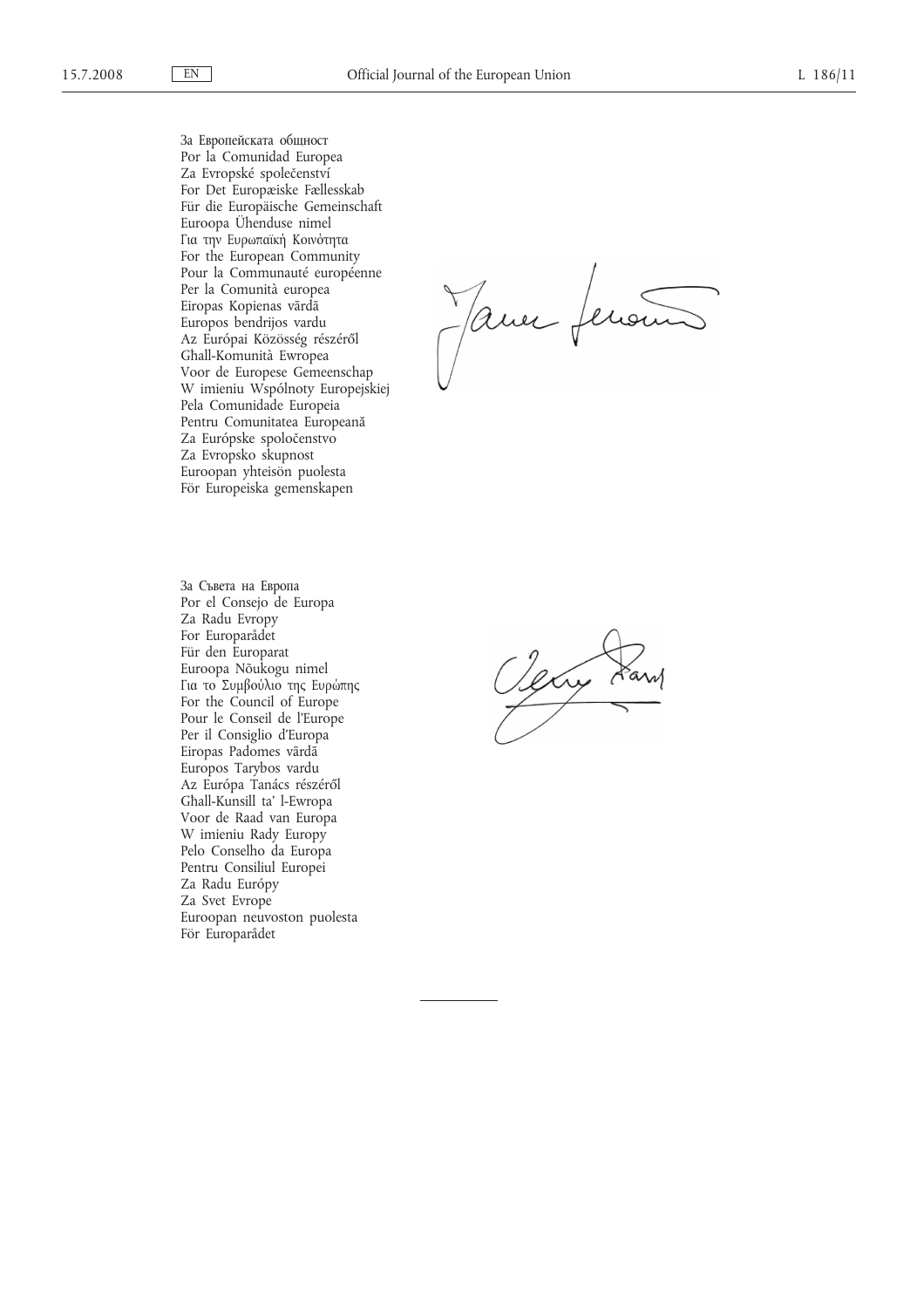За Европейската общност
Por la Comunidad Europea
Za Evropské společenství
For Det Europæiske Fællesskab
Für die Europäische Gemeinschaft
Euroopa Ühenduse nimel
Για την Ευρωπαϊκή Κοινότητα
For the European Community
Pour la Communauté européenne
Per la Comunità europea
Eiropas Kopienas vārdā
Europos bendrijos vardu
Az Európai Közösség részéről
Għall-Komunità Ewropea
Voor de Europese Gemeenschap
W imieniu Wspólnoty Europejskiej
Pela Comunidade Europeia
Pentru Comunitatea Europeană
Za Európske spoločenstvo
Za Evropsko skupnost
Euroopan yhteisön puolesta
För Europeiska gemenskapen

За Съвета на Европа
Por el Consejo de Europa
Za Radu Evropy
For Europarådet
Für den Europarat
Euroopa Nõukogu nimel
Για το Συμβούλιο της Ευρώπης
For the Council of Europe
Pour le Conseil de l'Europe
Per il Consiglio d'Europa
Eiropas Padomes vārdā
Europos Tarybos vardu
Az Európa Tanács részéről
Għall-Kunsill ta' l-Ewropa
Voor de Raad van Europa
W imieniu Rady Europy
Pelo Conselho da Europa
Pentru Consiliul Europei
Za Radu Európy
Za Svet Evrope
Euroopan neuvoston puolesta
För Europarådet